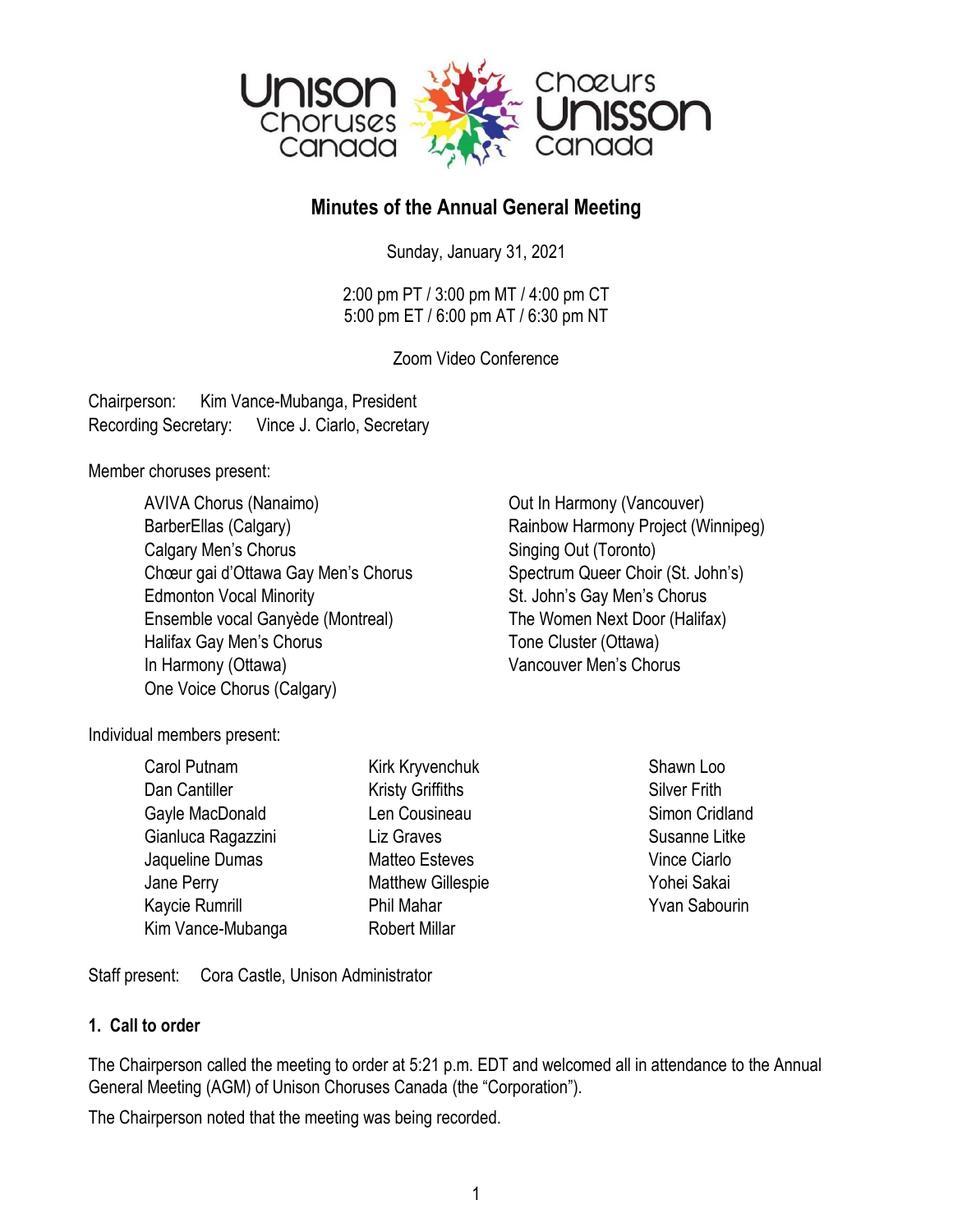Unison Choruses Canada / Chœurs Unisson Canada

# Minutes of the Annual General Meeting

Sunday, January 31, 2021

2:00 pm PT / 3:00 pm MT / 4:00 pm CT
5:00 pm ET / 6:00 pm AT / 6:30 pm NT

Zoom Video Conference

Chairperson: Kim Vance-Mubanga, President
Recording Secretary: Vince J. Ciarlo, Secretary

Member choruses present:

- AVIVA Chorus (Nanaimo)
- BarberEllas (Calgary)
- Calgary Men's Chorus
- Chœur gai d'Ottawa Gay Men's Chorus
- Edmonton Vocal Minority
- Ensemble vocal Ganyède (Montreal)
- Halifax Gay Men's Chorus
- In Harmony (Ottawa)
- One Voice Chorus (Calgary)
- Out In Harmony (Vancouver)
- Rainbow Harmony Project (Winnipeg)
- Singing Out (Toronto)
- Spectrum Queer Choir (St. John's)
- St. John's Gay Men's Chorus
- The Women Next Door (Halifax)
- Tone Cluster (Ottawa)
- Vancouver Men's Chorus

Individual members present:

- Carol Putnam
- Dan Cantiller
- Gayle MacDonald
- Gianluca Ragazzini
- Jaqueline Dumas
- Jane Perry
- Kaycie Rumrill
- Kim Vance-Mubanga
- Kirk Kryvenchuk
- Kristy Griffiths
- Len Cousineau
- Liz Graves
- Matteo Esteves
- Matthew Gillespie
- Phil Mahar
- Robert Millar
- Shawn Loo
- Silver Frith
- Simon Cridland
- Susanne Litke
- Vince Ciarlo
- Yohei Sakai
- Yvan Sabourin

Staff present: Cora Castle, Unison Administrator

## 1. Call to order

The Chairperson called the meeting to order at 5:21 p.m. EDT and welcomed all in attendance to the Annual General Meeting (AGM) of Unison Choruses Canada (the "Corporation").

The Chairperson noted that the meeting was being recorded.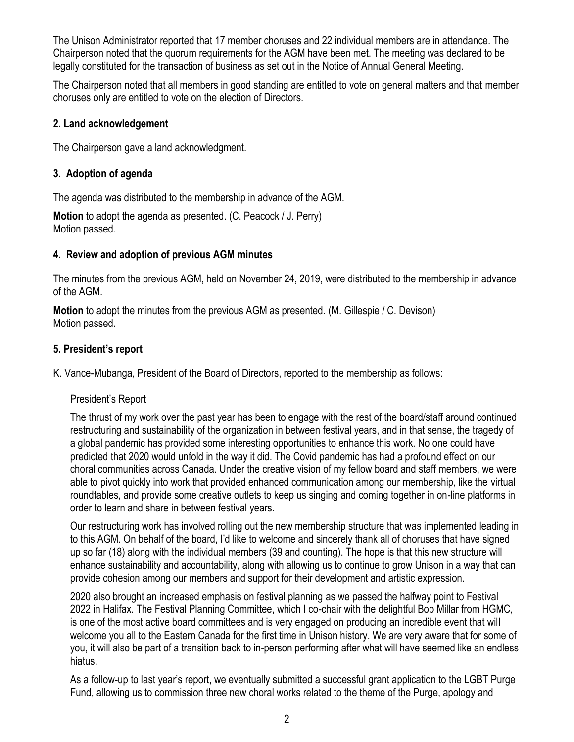The Unison Administrator reported that 17 member choruses and 22 individual members are in attendance. The Chairperson noted that the quorum requirements for the AGM have been met. The meeting was declared to be legally constituted for the transaction of business as set out in the Notice of Annual General Meeting.

The Chairperson noted that all members in good standing are entitled to vote on general matters and that member choruses only are entitled to vote on the election of Directors.

## 2. Land acknowledgement

The Chairperson gave a land acknowledgment.

## 3. Adoption of agenda

The agenda was distributed to the membership in advance of the AGM.

**Motion** to adopt the agenda as presented. (C. Peacock / J. Perry)
Motion passed.

## 4. Review and adoption of previous AGM minutes

The minutes from the previous AGM, held on November 24, 2019, were distributed to the membership in advance of the AGM.

**Motion** to adopt the minutes from the previous AGM as presented. (M. Gillespie / C. Devison)
Motion passed.

## 5. President's report

K. Vance-Mubanga, President of the Board of Directors, reported to the membership as follows:

President's Report

The thrust of my work over the past year has been to engage with the rest of the board/staff around continued restructuring and sustainability of the organization in between festival years, and in that sense, the tragedy of a global pandemic has provided some interesting opportunities to enhance this work. No one could have predicted that 2020 would unfold in the way it did. The Covid pandemic has had a profound effect on our choral communities across Canada. Under the creative vision of my fellow board and staff members, we were able to pivot quickly into work that provided enhanced communication among our membership, like the virtual roundtables, and provide some creative outlets to keep us singing and coming together in on-line platforms in order to learn and share in between festival years.

Our restructuring work has involved rolling out the new membership structure that was implemented leading in to this AGM. On behalf of the board, I'd like to welcome and sincerely thank all of choruses that have signed up so far (18) along with the individual members (39 and counting). The hope is that this new structure will enhance sustainability and accountability, along with allowing us to continue to grow Unison in a way that can provide cohesion among our members and support for their development and artistic expression.

2020 also brought an increased emphasis on festival planning as we passed the halfway point to Festival 2022 in Halifax. The Festival Planning Committee, which I co-chair with the delightful Bob Millar from HGMC, is one of the most active board committees and is very engaged on producing an incredible event that will welcome you all to the Eastern Canada for the first time in Unison history. We are very aware that for some of you, it will also be part of a transition back to in-person performing after what will have seemed like an endless hiatus.

As a follow-up to last year's report, we eventually submitted a successful grant application to the LGBT Purge Fund, allowing us to commission three new choral works related to the theme of the Purge, apology and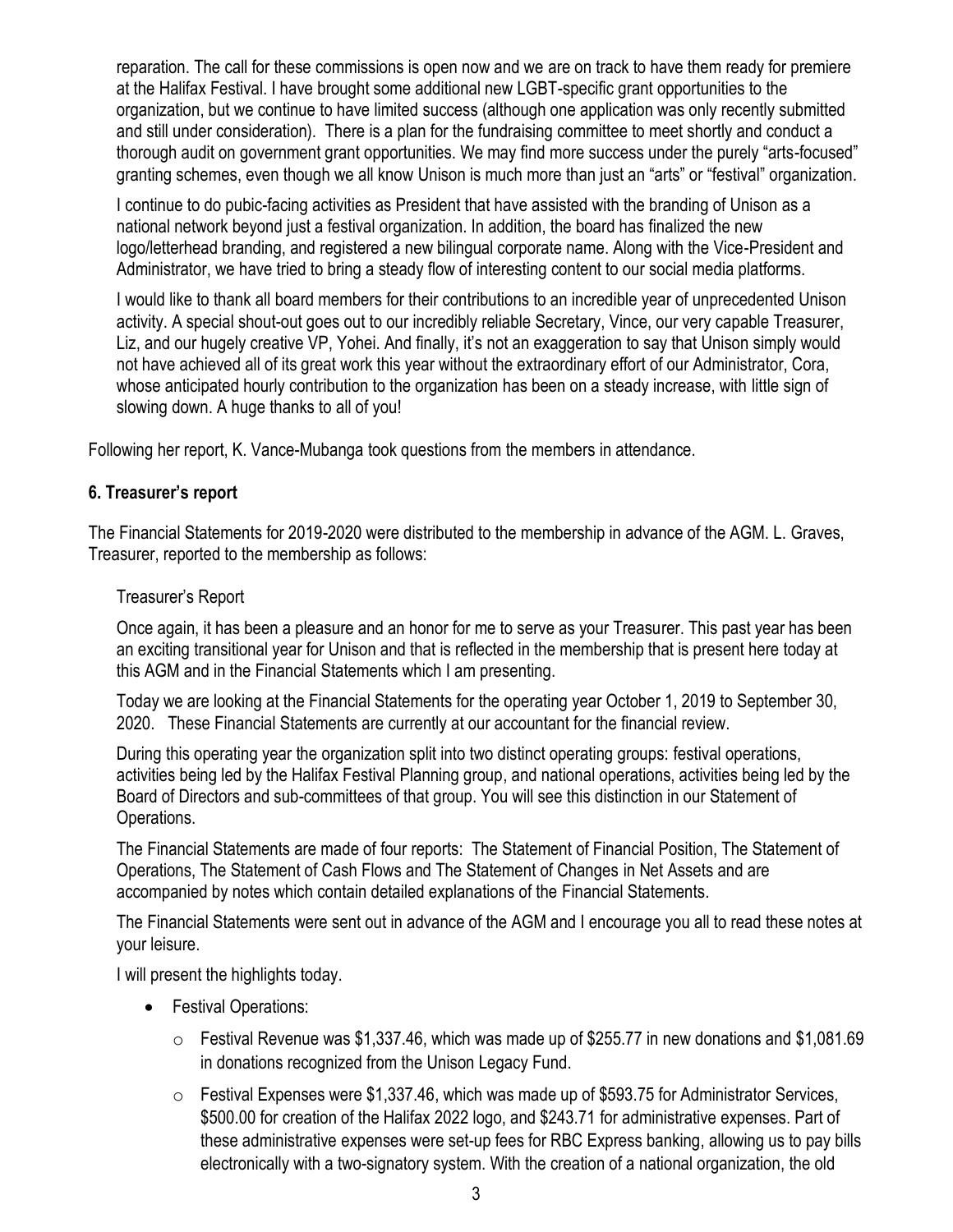reparation. The call for these commissions is open now and we are on track to have them ready for premiere at the Halifax Festival. I have brought some additional new LGBT-specific grant opportunities to the organization, but we continue to have limited success (although one application was only recently submitted and still under consideration). There is a plan for the fundraising committee to meet shortly and conduct a thorough audit on government grant opportunities. We may find more success under the purely "arts-focused" granting schemes, even though we all know Unison is much more than just an "arts" or "festival" organization.

I continue to do pubic-facing activities as President that have assisted with the branding of Unison as a national network beyond just a festival organization. In addition, the board has finalized the new logo/letterhead branding, and registered a new bilingual corporate name. Along with the Vice-President and Administrator, we have tried to bring a steady flow of interesting content to our social media platforms.

I would like to thank all board members for their contributions to an incredible year of unprecedented Unison activity. A special shout-out goes out to our incredibly reliable Secretary, Vince, our very capable Treasurer, Liz, and our hugely creative VP, Yohei. And finally, it's not an exaggeration to say that Unison simply would not have achieved all of its great work this year without the extraordinary effort of our Administrator, Cora, whose anticipated hourly contribution to the organization has been on a steady increase, with little sign of slowing down. A huge thanks to all of you!

Following her report, K. Vance-Mubanga took questions from the members in attendance.

### 6. Treasurer's report

The Financial Statements for 2019-2020 were distributed to the membership in advance of the AGM. L. Graves, Treasurer, reported to the membership as follows:

Treasurer's Report

Once again, it has been a pleasure and an honor for me to serve as your Treasurer. This past year has been an exciting transitional year for Unison and that is reflected in the membership that is present here today at this AGM and in the Financial Statements which I am presenting.

Today we are looking at the Financial Statements for the operating year October 1, 2019 to September 30, 2020. These Financial Statements are currently at our accountant for the financial review.

During this operating year the organization split into two distinct operating groups: festival operations, activities being led by the Halifax Festival Planning group, and national operations, activities being led by the Board of Directors and sub-committees of that group. You will see this distinction in our Statement of Operations.

The Financial Statements are made of four reports: The Statement of Financial Position, The Statement of Operations, The Statement of Cash Flows and The Statement of Changes in Net Assets and are accompanied by notes which contain detailed explanations of the Financial Statements.

The Financial Statements were sent out in advance of the AGM and I encourage you all to read these notes at your leisure.

I will present the highlights today.

- Festival Operations:
  - Festival Revenue was $1,337.46, which was made up of $255.77 in new donations and $1,081.69 in donations recognized from the Unison Legacy Fund.
  - Festival Expenses were $1,337.46, which was made up of $593.75 for Administrator Services, $500.00 for creation of the Halifax 2022 logo, and $243.71 for administrative expenses. Part of these administrative expenses were set-up fees for RBC Express banking, allowing us to pay bills electronically with a two-signatory system. With the creation of a national organization, the old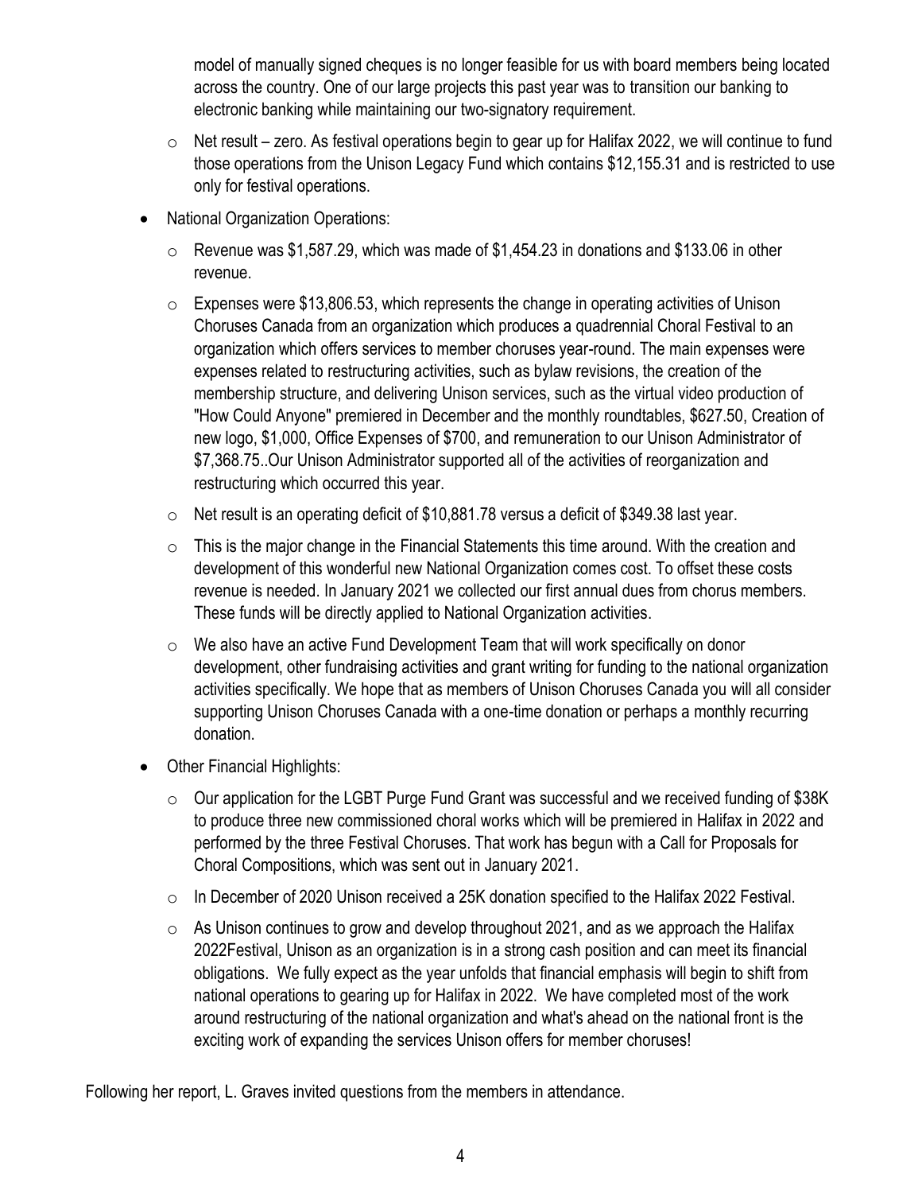model of manually signed cheques is no longer feasible for us with board members being located across the country. One of our large projects this past year was to transition our banking to electronic banking while maintaining our two-signatory requirement.

  - Net result – zero. As festival operations begin to gear up for Halifax 2022, we will continue to fund those operations from the Unison Legacy Fund which contains $12,155.31 and is restricted to use only for festival operations.

- National Organization Operations:
  - Revenue was $1,587.29, which was made of $1,454.23 in donations and $133.06 in other revenue.
  - Expenses were $13,806.53, which represents the change in operating activities of Unison Choruses Canada from an organization which produces a quadrennial Choral Festival to an organization which offers services to member choruses year-round. The main expenses were expenses related to restructuring activities, such as bylaw revisions, the creation of the membership structure, and delivering Unison services, such as the virtual video production of "How Could Anyone" premiered in December and the monthly roundtables, $627.50, Creation of new logo, $1,000, Office Expenses of $700, and remuneration to our Unison Administrator of $7,368.75..Our Unison Administrator supported all of the activities of reorganization and restructuring which occurred this year.
  - Net result is an operating deficit of $10,881.78 versus a deficit of $349.38 last year.
  - This is the major change in the Financial Statements this time around. With the creation and development of this wonderful new National Organization comes cost. To offset these costs revenue is needed. In January 2021 we collected our first annual dues from chorus members. These funds will be directly applied to National Organization activities.
  - We also have an active Fund Development Team that will work specifically on donor development, other fundraising activities and grant writing for funding to the national organization activities specifically. We hope that as members of Unison Choruses Canada you will all consider supporting Unison Choruses Canada with a one-time donation or perhaps a monthly recurring donation.

- Other Financial Highlights:
  - Our application for the LGBT Purge Fund Grant was successful and we received funding of $38K to produce three new commissioned choral works which will be premiered in Halifax in 2022 and performed by the three Festival Choruses. That work has begun with a Call for Proposals for Choral Compositions, which was sent out in January 2021.
  - In December of 2020 Unison received a 25K donation specified to the Halifax 2022 Festival.
  - As Unison continues to grow and develop throughout 2021, and as we approach the Halifax 2022Festival, Unison as an organization is in a strong cash position and can meet its financial obligations. We fully expect as the year unfolds that financial emphasis will begin to shift from national operations to gearing up for Halifax in 2022. We have completed most of the work around restructuring of the national organization and what's ahead on the national front is the exciting work of expanding the services Unison offers for member choruses!

Following her report, L. Graves invited questions from the members in attendance.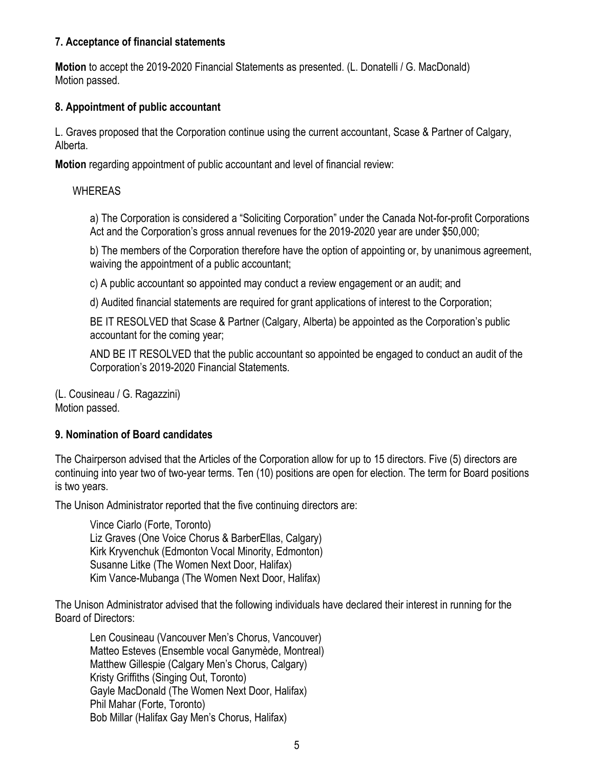### 7. Acceptance of financial statements

**Motion** to accept the 2019-2020 Financial Statements as presented. (L. Donatelli / G. MacDonald)
Motion passed.

### 8. Appointment of public accountant

L. Graves proposed that the Corporation continue using the current accountant, Scase & Partner of Calgary, Alberta.

**Motion** regarding appointment of public accountant and level of financial review:

WHEREAS

a) The Corporation is considered a "Soliciting Corporation" under the Canada Not-for-profit Corporations Act and the Corporation's gross annual revenues for the 2019-2020 year are under $50,000;

b) The members of the Corporation therefore have the option of appointing or, by unanimous agreement, waiving the appointment of a public accountant;

c) A public accountant so appointed may conduct a review engagement or an audit; and

d) Audited financial statements are required for grant applications of interest to the Corporation;

BE IT RESOLVED that Scase & Partner (Calgary, Alberta) be appointed as the Corporation's public accountant for the coming year;

AND BE IT RESOLVED that the public accountant so appointed be engaged to conduct an audit of the Corporation's 2019-2020 Financial Statements.

(L. Cousineau / G. Ragazzini)
Motion passed.

### 9. Nomination of Board candidates

The Chairperson advised that the Articles of the Corporation allow for up to 15 directors. Five (5) directors are continuing into year two of two-year terms. Ten (10) positions are open for election. The term for Board positions is two years.

The Unison Administrator reported that the five continuing directors are:

Vince Ciarlo (Forte, Toronto)
Liz Graves (One Voice Chorus & BarberEllas, Calgary)
Kirk Kryvenchuk (Edmonton Vocal Minority, Edmonton)
Susanne Litke (The Women Next Door, Halifax)
Kim Vance-Mubanga (The Women Next Door, Halifax)

The Unison Administrator advised that the following individuals have declared their interest in running for the Board of Directors:

Len Cousineau (Vancouver Men's Chorus, Vancouver)
Matteo Esteves (Ensemble vocal Ganymède, Montreal)
Matthew Gillespie (Calgary Men's Chorus, Calgary)
Kristy Griffiths (Singing Out, Toronto)
Gayle MacDonald (The Women Next Door, Halifax)
Phil Mahar (Forte, Toronto)
Bob Millar (Halifax Gay Men's Chorus, Halifax)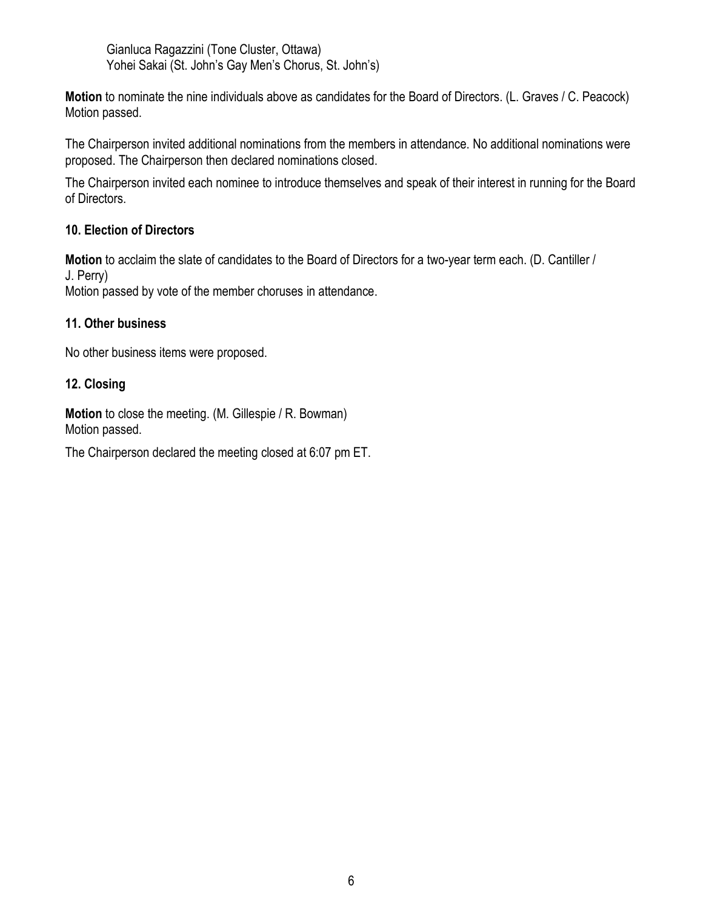Gianluca Ragazzini (Tone Cluster, Ottawa)
Yohei Sakai (St. John's Gay Men's Chorus, St. John's)

**Motion** to nominate the nine individuals above as candidates for the Board of Directors. (L. Graves / C. Peacock)
Motion passed.

The Chairperson invited additional nominations from the members in attendance. No additional nominations were proposed. The Chairperson then declared nominations closed.

The Chairperson invited each nominee to introduce themselves and speak of their interest in running for the Board of Directors.

### 10. Election of Directors

**Motion** to acclaim the slate of candidates to the Board of Directors for a two-year term each. (D. Cantiller / J. Perry)
Motion passed by vote of the member choruses in attendance.

### 11. Other business

No other business items were proposed.

### 12. Closing

**Motion** to close the meeting. (M. Gillespie / R. Bowman)
Motion passed.

The Chairperson declared the meeting closed at 6:07 pm ET.